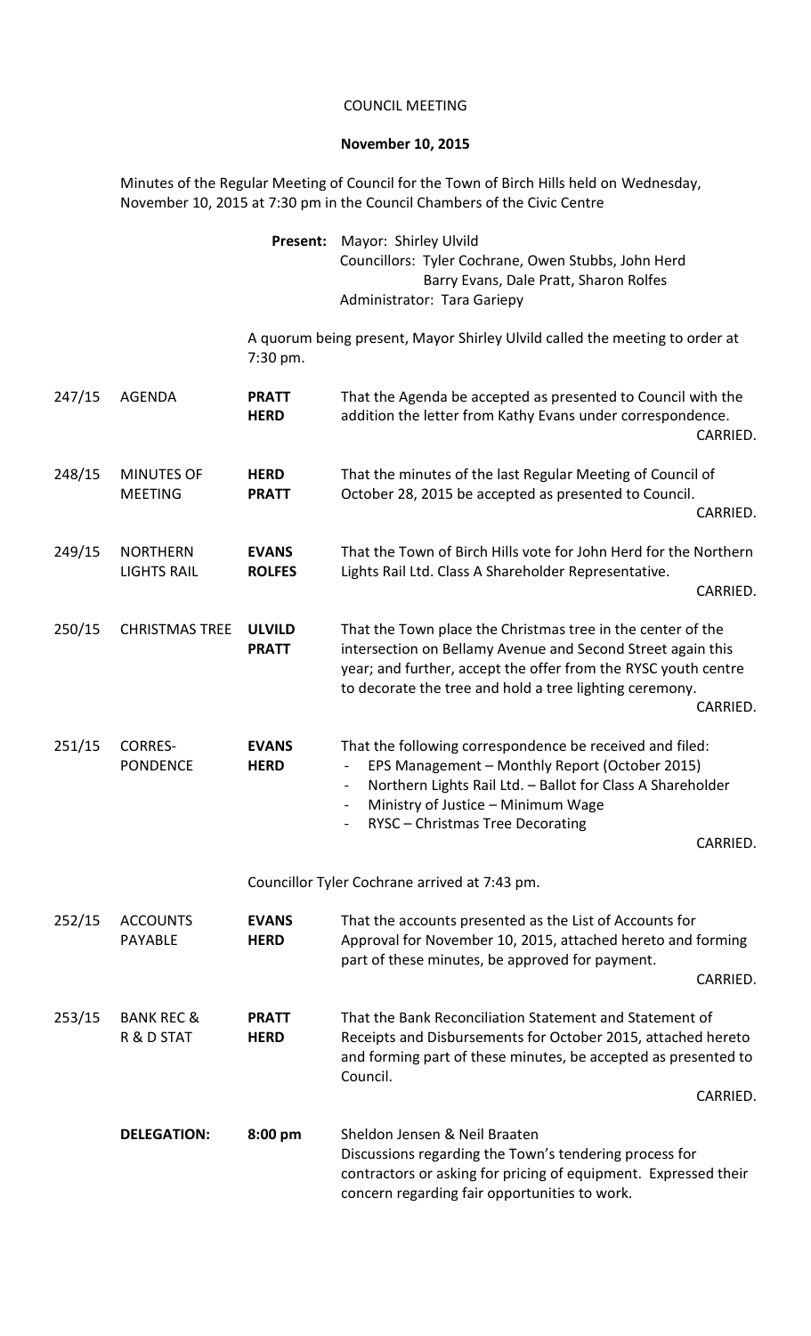COUNCIL MEETING

**November 10, 2015**

Minutes of the Regular Meeting of Council for the Town of Birch Hills held on Wednesday, November 10, 2015 at 7:30 pm in the Council Chambers of the Civic Centre

**Present:** Mayor: Shirley Ulvild
Councillors: Tyler Cochrane, Owen Stubbs, John Herd
Barry Evans, Dale Pratt, Sharon Rolfes
Administrator: Tara Gariepy

A quorum being present, Mayor Shirley Ulvild called the meeting to order at 7:30 pm.

| | | | |
|---|---|---|---|
| 247/15 | AGENDA | **PRATT** **HERD** | That the Agenda be accepted as presented to Council with the addition the letter from Kathy Evans under correspondence. CARRIED. |
| 248/15 | MINUTES OF MEETING | **HERD** **PRATT** | That the minutes of the last Regular Meeting of Council of October 28, 2015 be accepted as presented to Council. CARRIED. |
| 249/15 | NORTHERN LIGHTS RAIL | **EVANS** **ROLFES** | That the Town of Birch Hills vote for John Herd for the Northern Lights Rail Ltd. Class A Shareholder Representative. CARRIED. |
| 250/15 | CHRISTMAS TREE | **ULVILD** **PRATT** | That the Town place the Christmas tree in the center of the intersection on Bellamy Avenue and Second Street again this year; and further, accept the offer from the RYSC youth centre to decorate the tree and hold a tree lighting ceremony. CARRIED. |
| 251/15 | CORRES-PONDENCE | **EVANS** **HERD** | That the following correspondence be received and filed:<br>- EPS Management – Monthly Report (October 2015)<br>- Northern Lights Rail Ltd. – Ballot for Class A Shareholder<br>- Ministry of Justice – Minimum Wage<br>- RYSC – Christmas Tree Decorating<br>CARRIED. |

Councillor Tyler Cochrane arrived at 7:43 pm.

| | | | |
|---|---|---|---|
| 252/15 | ACCOUNTS PAYABLE | **EVANS** **HERD** | That the accounts presented as the List of Accounts for Approval for November 10, 2015, attached hereto and forming part of these minutes, be approved for payment. CARRIED. |
| 253/15 | BANK REC & R & D STAT | **PRATT** **HERD** | That the Bank Reconciliation Statement and Statement of Receipts and Disbursements for October 2015, attached hereto and forming part of these minutes, be accepted as presented to Council. CARRIED. |
| | **DELEGATION:** | **8:00 pm** | Sheldon Jensen & Neil Braaten<br>Discussions regarding the Town's tendering process for contractors or asking for pricing of equipment. Expressed their concern regarding fair opportunities to work. |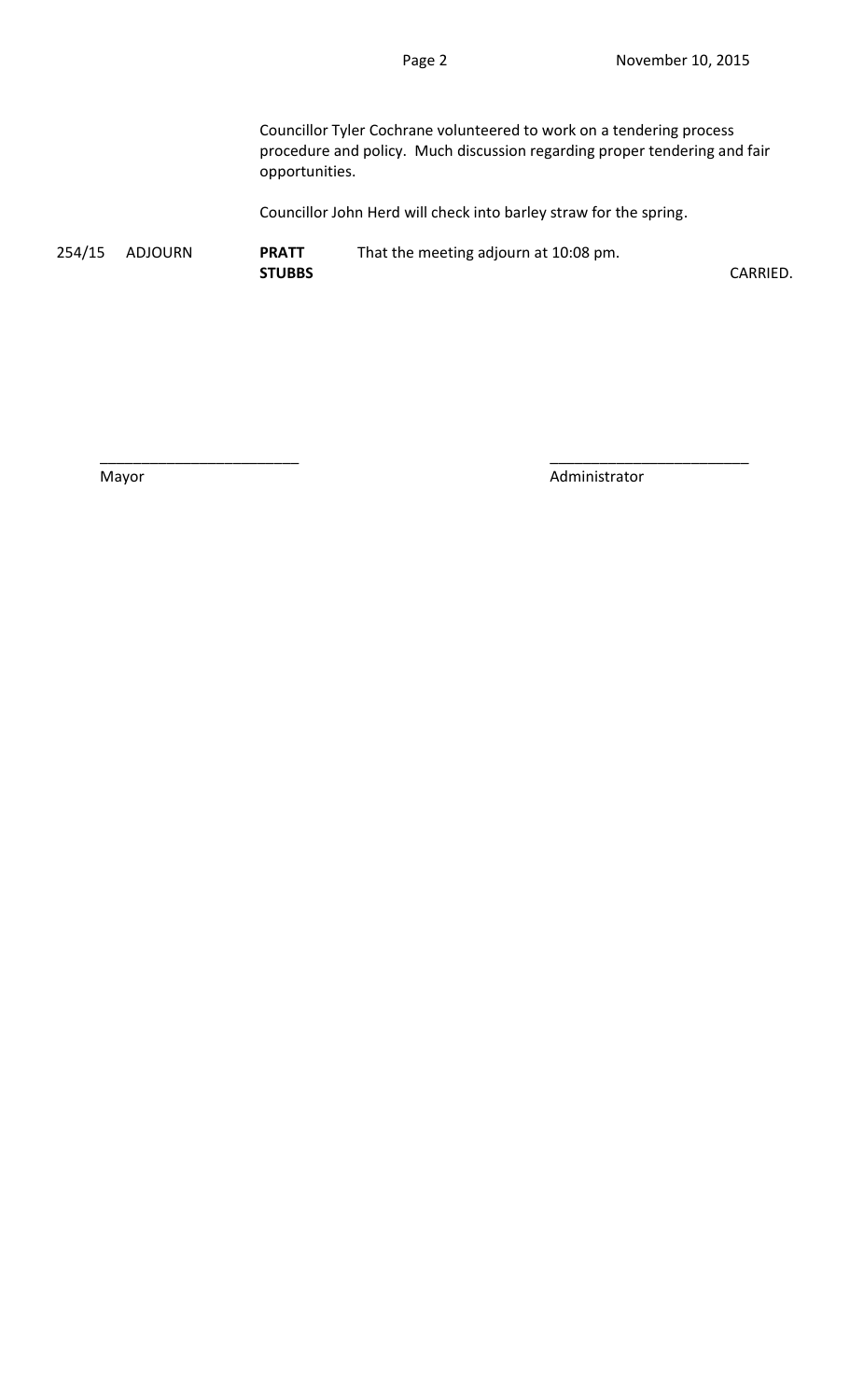Councillor Tyler Cochrane volunteered to work on a tendering process procedure and policy. Much discussion regarding proper tendering and fair opportunities.

Councillor John Herd will check into barley straw for the spring.

| | | | | |
|---|---|---|---|---|
| 254/15 | ADJOURN | **PRATT** **STUBBS** | That the meeting adjourn at 10:08 pm. | CARRIED. |

________________________  
Mayor

________________________  
Administrator